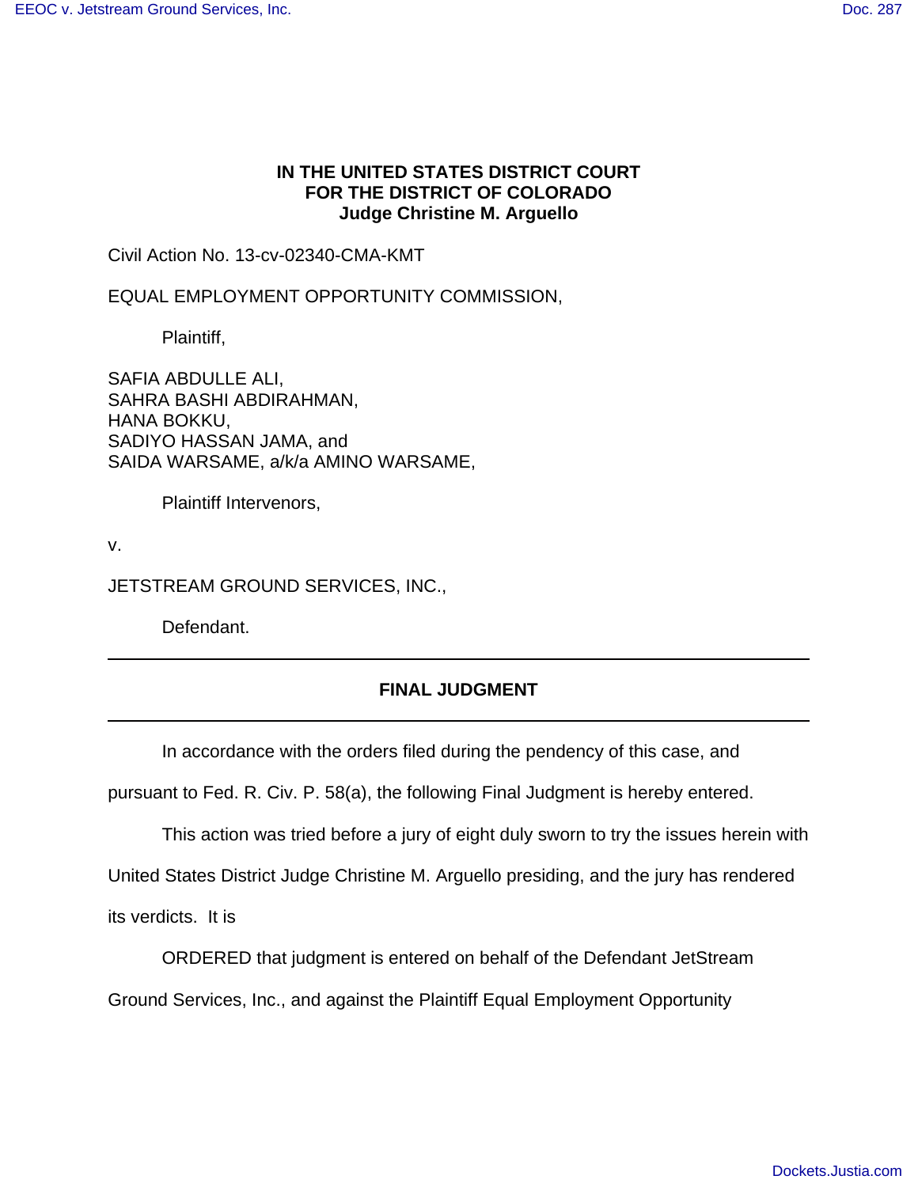**IN THE UNITED STATES DISTRICT COURT
FOR THE DISTRICT OF COLORADO
Judge Christine M. Arguello**

Civil Action No. 13-cv-02340-CMA-KMT

EQUAL EMPLOYMENT OPPORTUNITY COMMISSION,

Plaintiff,

SAFIA ABDULLE ALI,
SAHRA BASHI ABDIRAHMAN,
HANA BOKKU,
SADIYO HASSAN JAMA, and
SAIDA WARSAME, a/k/a AMINO WARSAME,

Plaintiff Intervenors,

v.

JETSTREAM GROUND SERVICES, INC.,

Defendant.

---

## FINAL JUDGMENT

---

In accordance with the orders filed during the pendency of this case, and pursuant to Fed. R. Civ. P. 58(a), the following Final Judgment is hereby entered.

This action was tried before a jury of eight duly sworn to try the issues herein with United States District Judge Christine M. Arguello presiding, and the jury has rendered its verdicts. It is

ORDERED that judgment is entered on behalf of the Defendant JetStream Ground Services, Inc., and against the Plaintiff Equal Employment Opportunity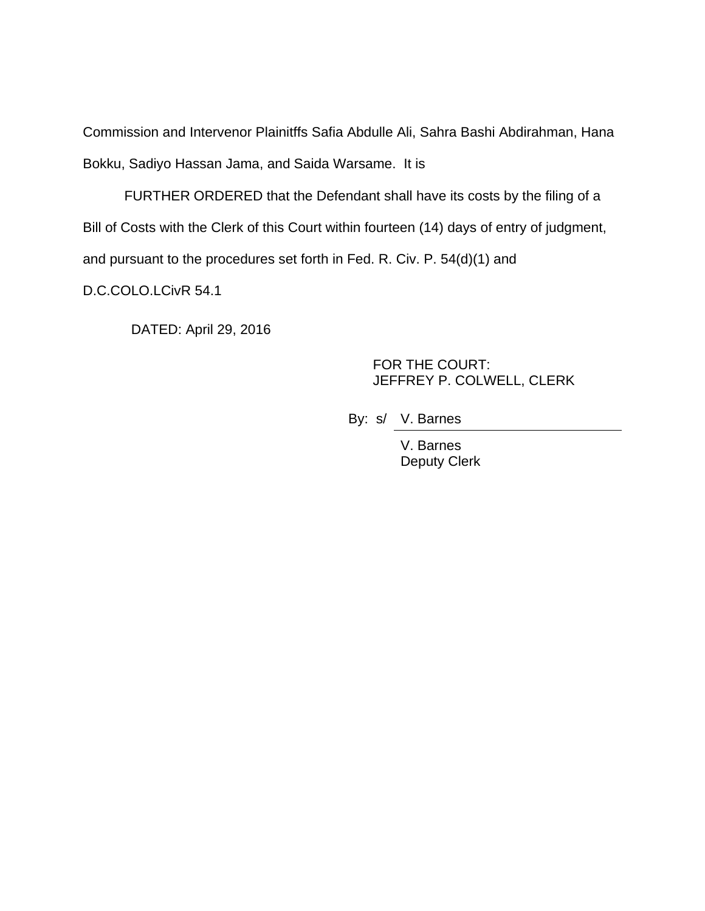Commission and Intervenor Plainitffs Safia Abdulle Ali, Sahra Bashi Abdirahman, Hana Bokku, Sadiyo Hassan Jama, and Saida Warsame. It is

FURTHER ORDERED that the Defendant shall have its costs by the filing of a Bill of Costs with the Clerk of this Court within fourteen (14) days of entry of judgment, and pursuant to the procedures set forth in Fed. R. Civ. P. 54(d)(1) and D.C.COLO.LCivR 54.1

DATED: April 29, 2016

FOR THE COURT:
JEFFREY P. COLWELL, CLERK

By: s/ V. Barnes

V. Barnes
Deputy Clerk